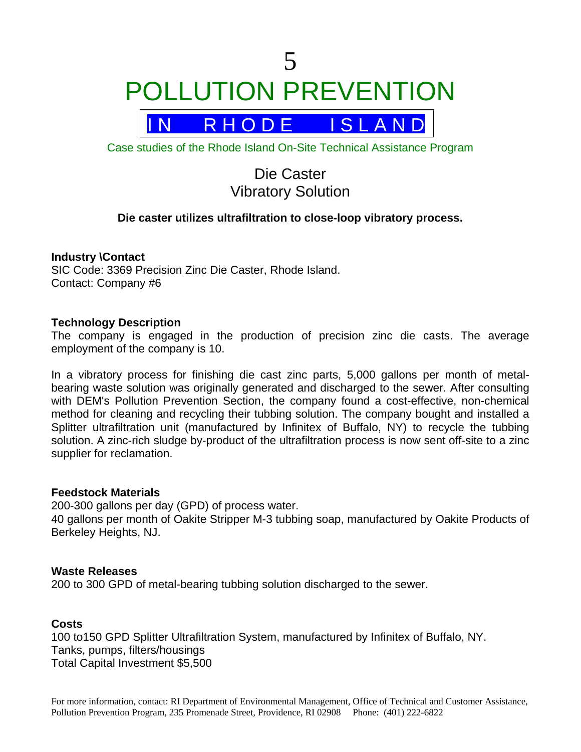# 5
# POLLUTION PREVENTION

## IN RHODE ISLAND

Case studies of the Rhode Island On-Site Technical Assistance Program

## Die Caster
## Vibratory Solution

**Die caster utilizes ultrafiltration to close-loop vibratory process.**

**Industry \Contact**
SIC Code: 3369 Precision Zinc Die Caster, Rhode Island.
Contact: Company #6

**Technology Description**
The company is engaged in the production of precision zinc die casts. The average employment of the company is 10.

In a vibratory process for finishing die cast zinc parts, 5,000 gallons per month of metal-bearing waste solution was originally generated and discharged to the sewer. After consulting with DEM's Pollution Prevention Section, the company found a cost-effective, non-chemical method for cleaning and recycling their tubbing solution. The company bought and installed a Splitter ultrafiltration unit (manufactured by Infinitex of Buffalo, NY) to recycle the tubbing solution. A zinc-rich sludge by-product of the ultrafiltration process is now sent off-site to a zinc supplier for reclamation.

**Feedstock Materials**
200-300 gallons per day (GPD) of process water.
40 gallons per month of Oakite Stripper M-3 tubbing soap, manufactured by Oakite Products of Berkeley Heights, NJ.

**Waste Releases**
200 to 300 GPD of metal-bearing tubbing solution discharged to the sewer.

**Costs**
100 to150 GPD Splitter Ultrafiltration System, manufactured by Infinitex of Buffalo, NY.
Tanks, pumps, filters/housings
Total Capital Investment $5,500

For more information, contact: RI Department of Environmental Management, Office of Technical and Customer Assistance, Pollution Prevention Program, 235 Promenade Street, Providence, RI 02908 Phone: (401) 222-6822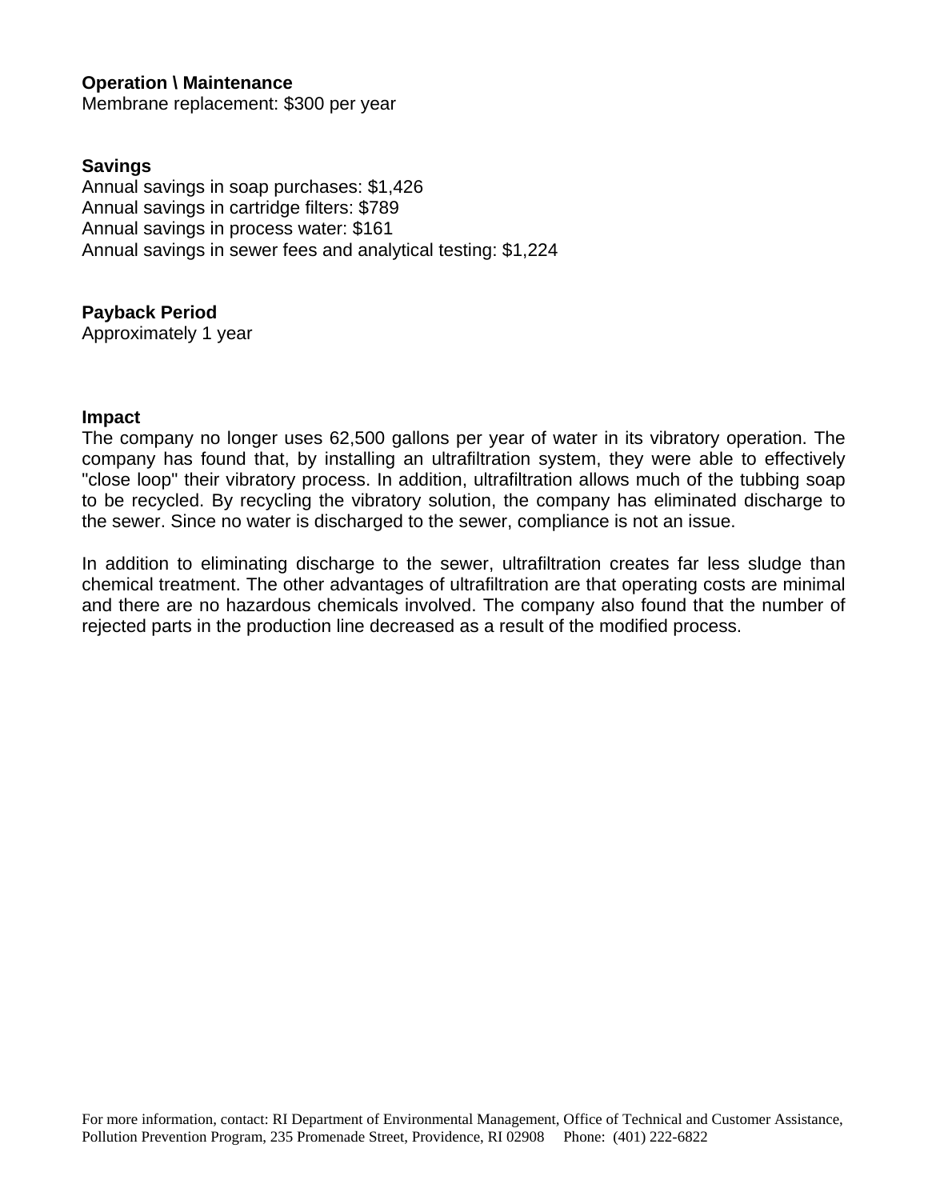**Operation \ Maintenance**
Membrane replacement: $300 per year

**Savings**
Annual savings in soap purchases: $1,426
Annual savings in cartridge filters: $789
Annual savings in process water: $161
Annual savings in sewer fees and analytical testing: $1,224

**Payback Period**
Approximately 1 year

**Impact**
The company no longer uses 62,500 gallons per year of water in its vibratory operation. The company has found that, by installing an ultrafiltration system, they were able to effectively "close loop" their vibratory process. In addition, ultrafiltration allows much of the tubbing soap to be recycled. By recycling the vibratory solution, the company has eliminated discharge to the sewer. Since no water is discharged to the sewer, compliance is not an issue.

In addition to eliminating discharge to the sewer, ultrafiltration creates far less sludge than chemical treatment. The other advantages of ultrafiltration are that operating costs are minimal and there are no hazardous chemicals involved. The company also found that the number of rejected parts in the production line decreased as a result of the modified process.

For more information, contact: RI Department of Environmental Management, Office of Technical and Customer Assistance, Pollution Prevention Program, 235 Promenade Street, Providence, RI 02908 Phone: (401) 222-6822